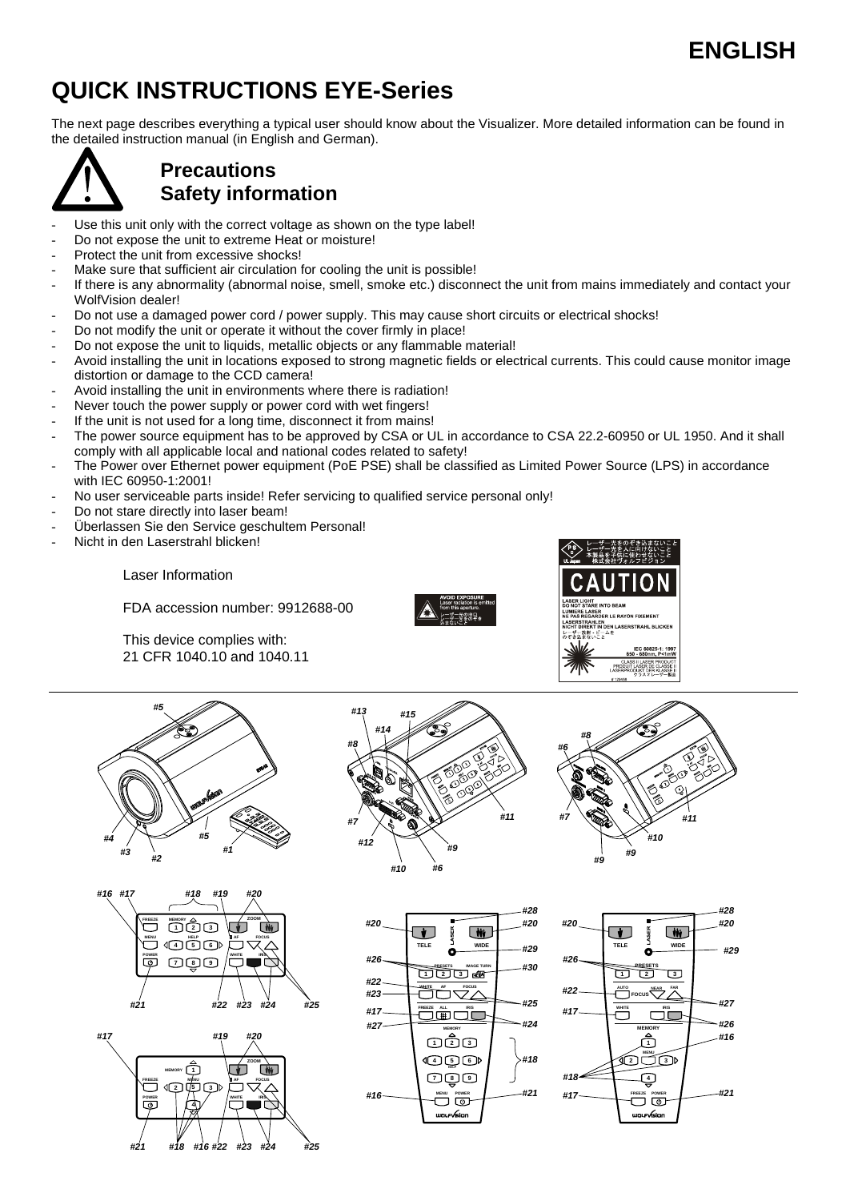ENGLISH

# QUICK INSTRUCTIONS EYE-Series

The next page describes everything a typical user should know about the Visualizer. More detailed information can be found in the detailed instruction manual (in English and German).

## Precautions
## Safety information

- Use this unit only with the correct voltage as shown on the type label!
- Do not expose the unit to extreme Heat or moisture!
- Protect the unit from excessive shocks!
- Make sure that sufficient air circulation for cooling the unit is possible!
- If there is any abnormality (abnormal noise, smell, smoke etc.) disconnect the unit from mains immediately and contact your WolfVision dealer!
- Do not use a damaged power cord / power supply. This may cause short circuits or electrical shocks!
- Do not modify the unit or operate it without the cover firmly in place!
- Do not expose the unit to liquids, metallic objects or any flammable material!
- Avoid installing the unit in locations exposed to strong magnetic fields or electrical currents. This could cause monitor image distortion or damage to the CCD camera!
- Avoid installing the unit in environments where there is radiation!
- Never touch the power supply or power cord with wet fingers!
- If the unit is not used for a long time, disconnect it from mains!
- The power source equipment has to be approved by CSA or UL in accordance to CSA 22.2-60950 or UL 1950. And it shall comply with all applicable local and national codes related to safety!
- The Power over Ethernet power equipment (PoE PSE) shall be classified as Limited Power Source (LPS) in accordance with IEC 60950-1:2001!
- No user serviceable parts inside! Refer servicing to qualified service personal only!
- Do not stare directly into laser beam!
- Überlassen Sie den Service geschultem Personal!
- Nicht in den Laserstrahl blicken!

Laser Information

FDA accession number: 9912688-00

This device complies with:
21 CFR 1040.10 and 1040.11

AVOID EXPOSURE
Laser radiation is emitted from this aperture.
レーザー光の出口
のぞきこまないこと

レーザー光をのぞき込まないこと
レーザー光を人に向けないこと
本製品を子供に使わせないこと
株式会社ウォルフビジョン

CAUTION

LASER LIGHT
DO NOT STARE INTO BEAM
LUMIERE LASER
NE PAS REGARDER LE RAYON FIXEMENT
LASERSTRAHLEN
NICHT DIREKT IN DEN LASERSTRAHL BLICKEN
レーザー放射・ビームを
のぞき込まないこと

IEC 60825-1: 1997
650 - 680nm, P<1mW
CLASS II LASER PRODUCT
PRODUIT LASER DE CLASSE II
LASERPRODUKT DER KLASSE II
クラスIIレーザー製品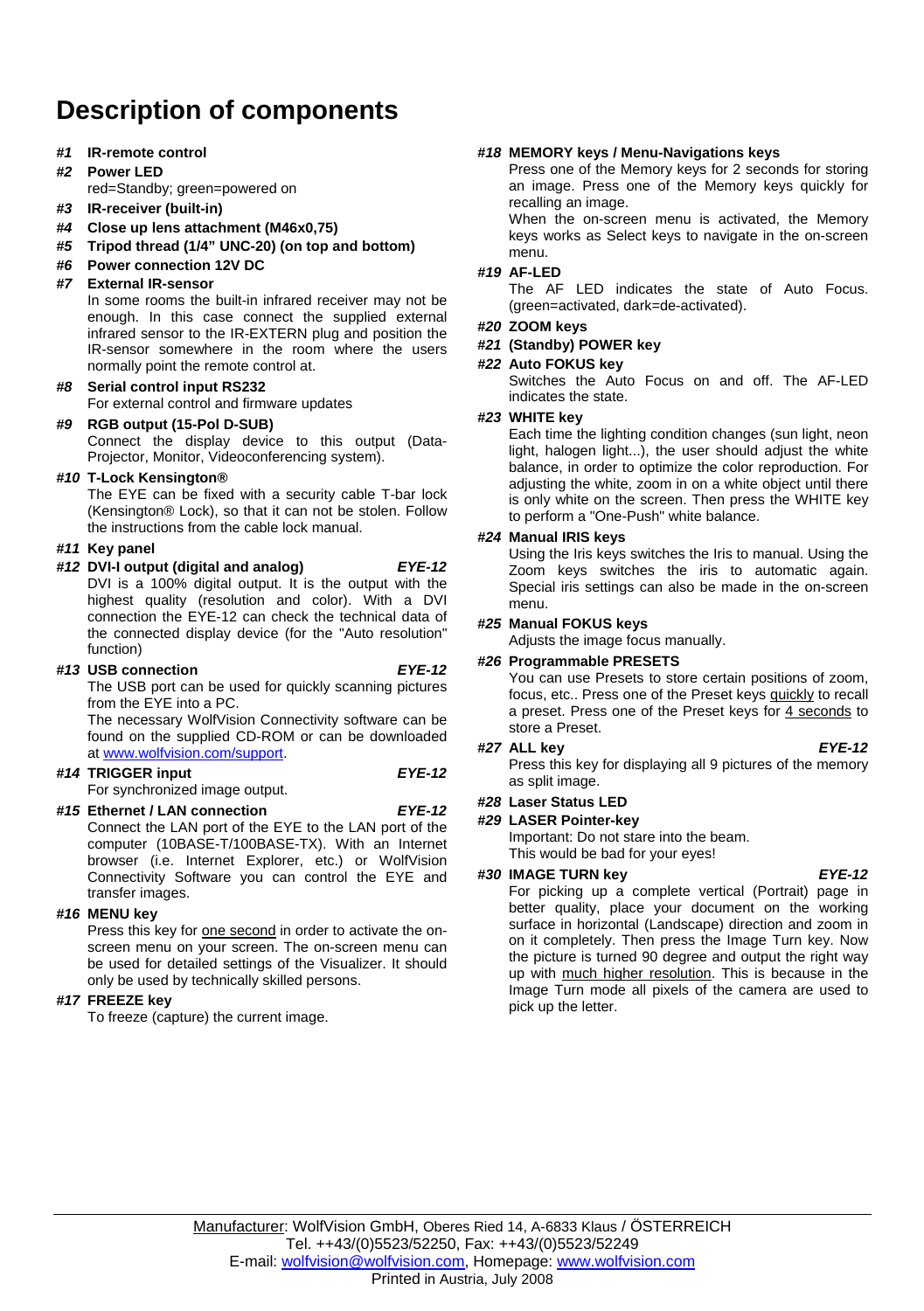# Description of components

**#1 IR-remote control**

**#2 Power LED**
red=Standby; green=powered on

**#3 IR-receiver (built-in)**

**#4 Close up lens attachment (M46x0,75)**

**#5 Tripod thread (1/4" UNC-20) (on top and bottom)**

**#6 Power connection 12V DC**

**#7 External IR-sensor**
In some rooms the built-in infrared receiver may not be enough. In this case connect the supplied external infrared sensor to the IR-EXTERN plug and position the IR-sensor somewhere in the room where the users normally point the remote control at.

**#8 Serial control input RS232**
For external control and firmware updates

**#9 RGB output (15-Pol D-SUB)**
Connect the display device to this output (Data-Projector, Monitor, Videoconferencing system).

**#10 T-Lock Kensington®**
The EYE can be fixed with a security cable T-bar lock (Kensington® Lock), so that it can not be stolen. Follow the instructions from the cable lock manual.

**#11 Key panel**

**#12 DVI-I output (digital and analog)** ***EYE-12***
DVI is a 100% digital output. It is the output with the highest quality (resolution and color). With a DVI connection the EYE-12 can check the technical data of the connected display device (for the "Auto resolution" function)

**#13 USB connection** ***EYE-12***
The USB port can be used for quickly scanning pictures from the EYE into a PC.
The necessary WolfVision Connectivity software can be found on the supplied CD-ROM or can be downloaded at www.wolfvision.com/support.

**#14 TRIGGER input** ***EYE-12***
For synchronized image output.

**#15 Ethernet / LAN connection** ***EYE-12***
Connect the LAN port of the EYE to the LAN port of the computer (10BASE-T/100BASE-TX). With an Internet browser (i.e. Internet Explorer, etc.) or WolfVision Connectivity Software you can control the EYE and transfer images.

**#16 MENU key**
Press this key for one second in order to activate the on-screen menu on your screen. The on-screen menu can be used for detailed settings of the Visualizer. It should only be used by technically skilled persons.

**#17 FREEZE key**
To freeze (capture) the current image.

**#18 MEMORY keys / Menu-Navigations keys**
Press one of the Memory keys for 2 seconds for storing an image. Press one of the Memory keys quickly for recalling an image.
When the on-screen menu is activated, the Memory keys works as Select keys to navigate in the on-screen menu.

**#19 AF-LED**
The AF LED indicates the state of Auto Focus. (green=activated, dark=de-activated).

**#20 ZOOM keys**

**#21 (Standby) POWER key**

**#22 Auto FOKUS key**
Switches the Auto Focus on and off. The AF-LED indicates the state.

**#23 WHITE key**
Each time the lighting condition changes (sun light, neon light, halogen light...), the user should adjust the white balance, in order to optimize the color reproduction. For adjusting the white, zoom in on a white object until there is only white on the screen. Then press the WHITE key to perform a "One-Push" white balance.

**#24 Manual IRIS keys**
Using the Iris keys switches the Iris to manual. Using the Zoom keys switches the iris to automatic again. Special iris settings can also be made in the on-screen menu.

**#25 Manual FOKUS keys**
Adjusts the image focus manually.

**#26 Programmable PRESETS**
You can use Presets to store certain positions of zoom, focus, etc.. Press one of the Preset keys quickly to recall a preset. Press one of the Preset keys for 4 seconds to store a Preset.

**#27 ALL key** ***EYE-12***
Press this key for displaying all 9 pictures of the memory as split image.

**#28 Laser Status LED**

**#29 LASER Pointer-key**
Important: Do not stare into the beam.
This would be bad for your eyes!

**#30 IMAGE TURN key** ***EYE-12***
For picking up a complete vertical (Portrait) page in better quality, place your document on the working surface in horizontal (Landscape) direction and zoom in on it completely. Then press the Image Turn key. Now the picture is turned 90 degree and output the right way up with much higher resolution. This is because in the Image Turn mode all pixels of the camera are used to pick up the letter.

---

Manufacturer: WolfVision GmbH, Oberes Ried 14, A-6833 Klaus / ÖSTERREICH
Tel. ++43/(0)5523/52250, Fax: ++43/(0)5523/52249
E-mail: wolfvision@wolfvision.com, Homepage: www.wolfvision.com
Printed in Austria, July 2008